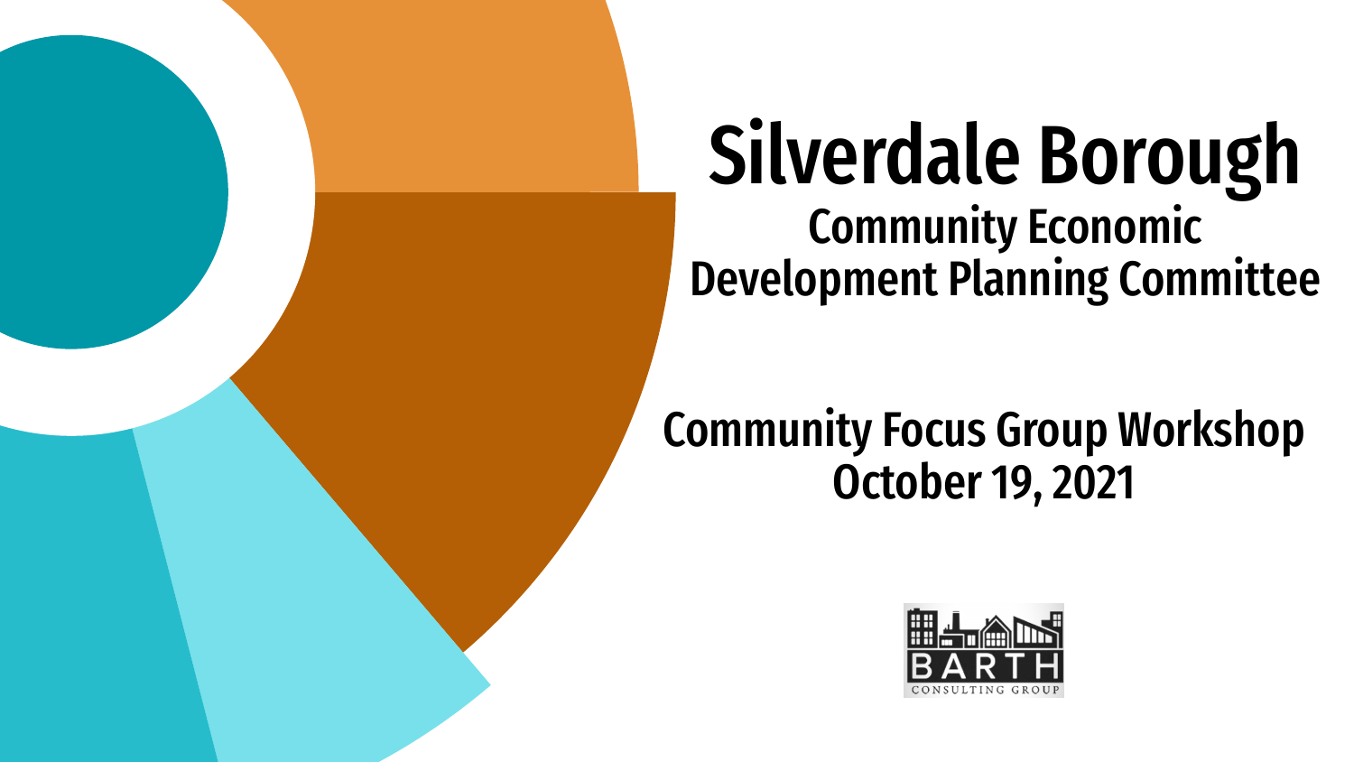# Silverdale Borough

## Community Economic Development Planning Committee

## Community Focus Group Workshop
## October 19, 2021

BARTH CONSULTING GROUP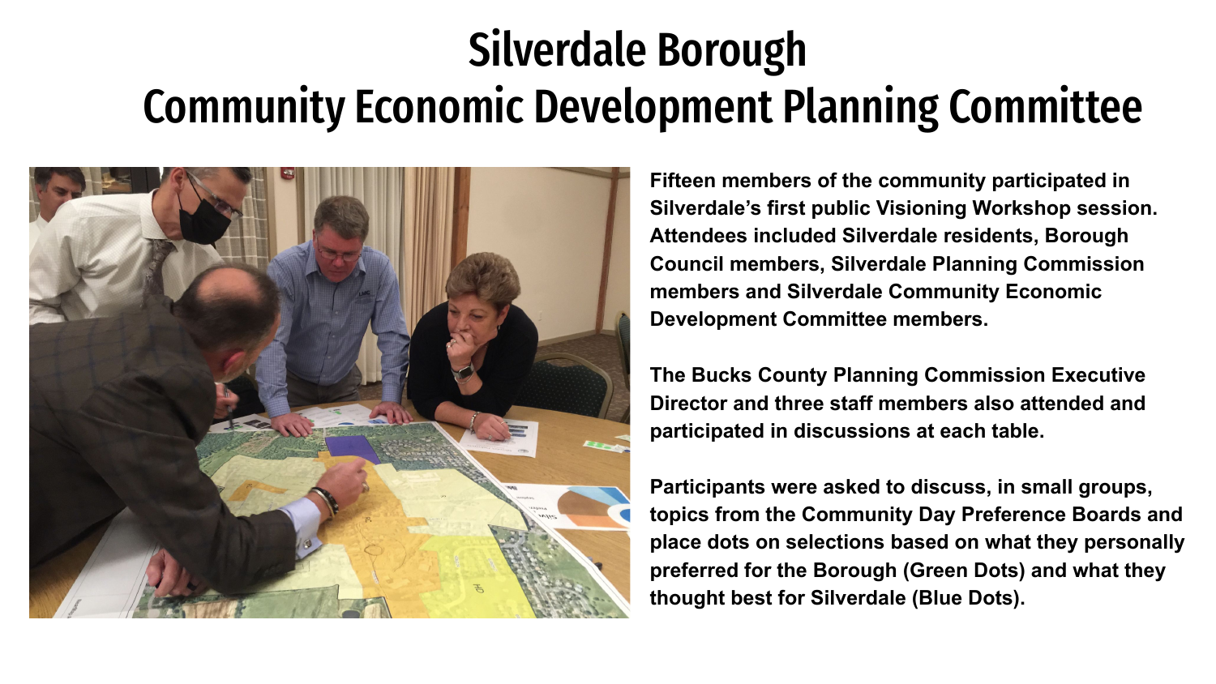# Silverdale Borough
# Community Economic Development Planning Committee

**Fifteen members of the community participated in Silverdale's first public Visioning Workshop session. Attendees included Silverdale residents, Borough Council members, Silverdale Planning Commission members and Silverdale Community Economic Development Committee members.**

**The Bucks County Planning Commission Executive Director and three staff members also attended and participated in discussions at each table.**

**Participants were asked to discuss, in small groups, topics from the Community Day Preference Boards and place dots on selections based on what they personally preferred for the Borough (Green Dots) and what they thought best for Silverdale (Blue Dots).**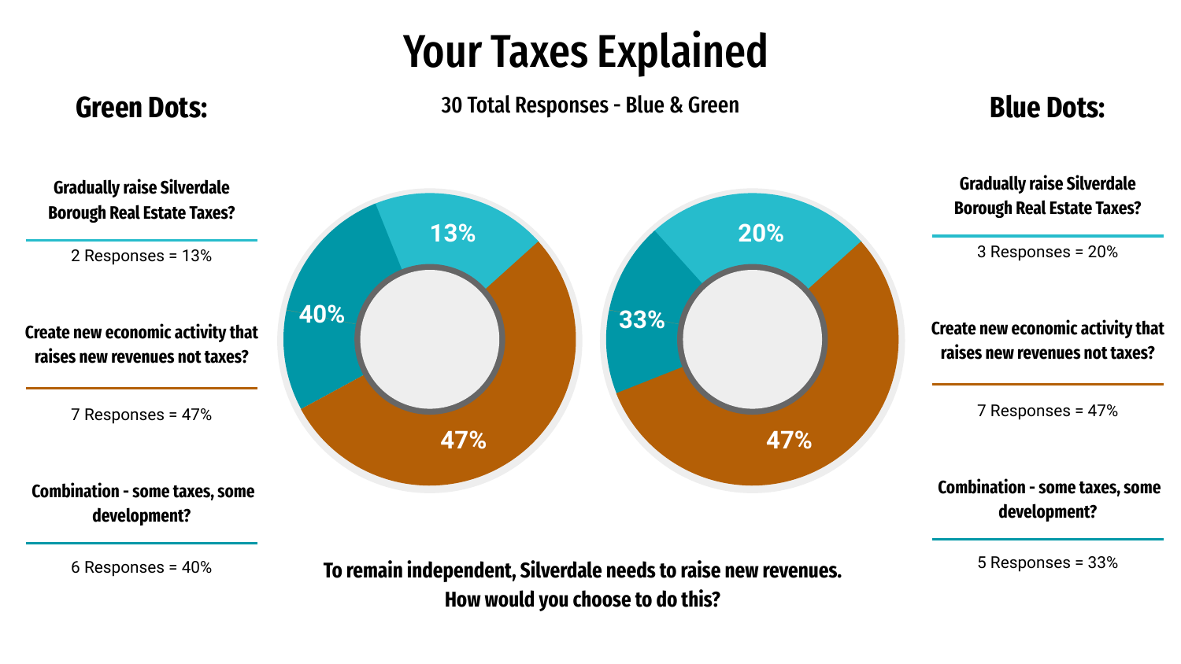# Your Taxes Explained

30 Total Responses - Blue & Green

## Green Dots:

**Gradually raise Silverdale Borough Real Estate Taxes?**

2 Responses = 13%

**Create new economic activity that raises new revenues not taxes?**

7 Responses = 47%

**Combination - some taxes, some development?**

6 Responses = 40%

13%

40%

47%

20%

33%

47%

## Blue Dots:

**Gradually raise Silverdale Borough Real Estate Taxes?**

3 Responses = 20%

**Create new economic activity that raises new revenues not taxes?**

7 Responses = 47%

**Combination - some taxes, some development?**

5 Responses = 33%

**To remain independent, Silverdale needs to raise new revenues. How would you choose to do this?**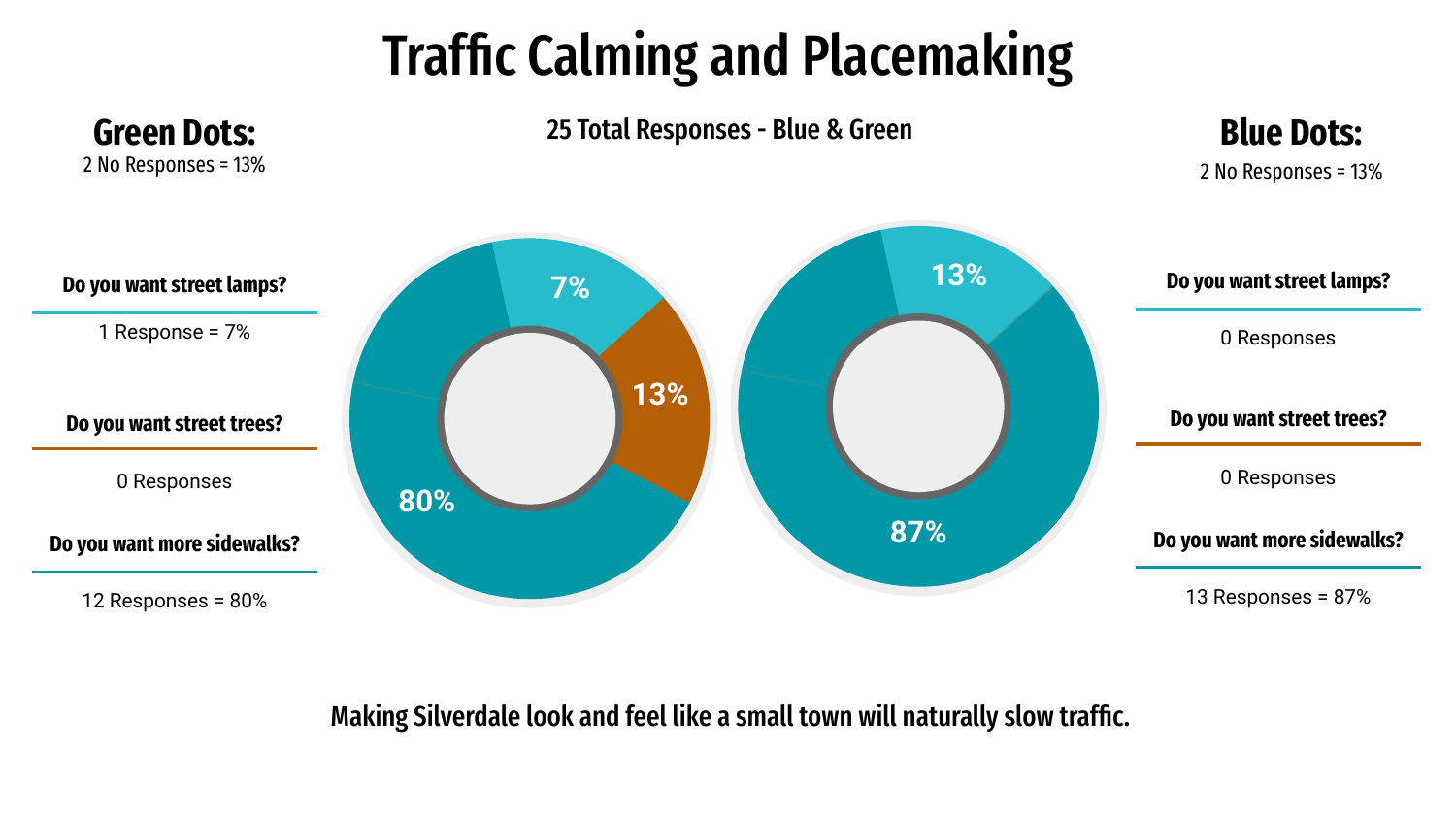# Traffic Calming and Placemaking

**25 Total Responses - Blue & Green**

## Green Dots:

2 No Responses = 13%

**Do you want street lamps?**

1 Response = 7%

**Do you want street trees?**

0 Responses

**Do you want more sidewalks?**

12 Responses = 80%

7%

13%

80%

13%

87%

## Blue Dots:

2 No Responses = 13%

**Do you want street lamps?**

0 Responses

**Do you want street trees?**

0 Responses

**Do you want more sidewalks?**

13 Responses = 87%

**Making Silverdale look and feel like a small town will naturally slow traffic.**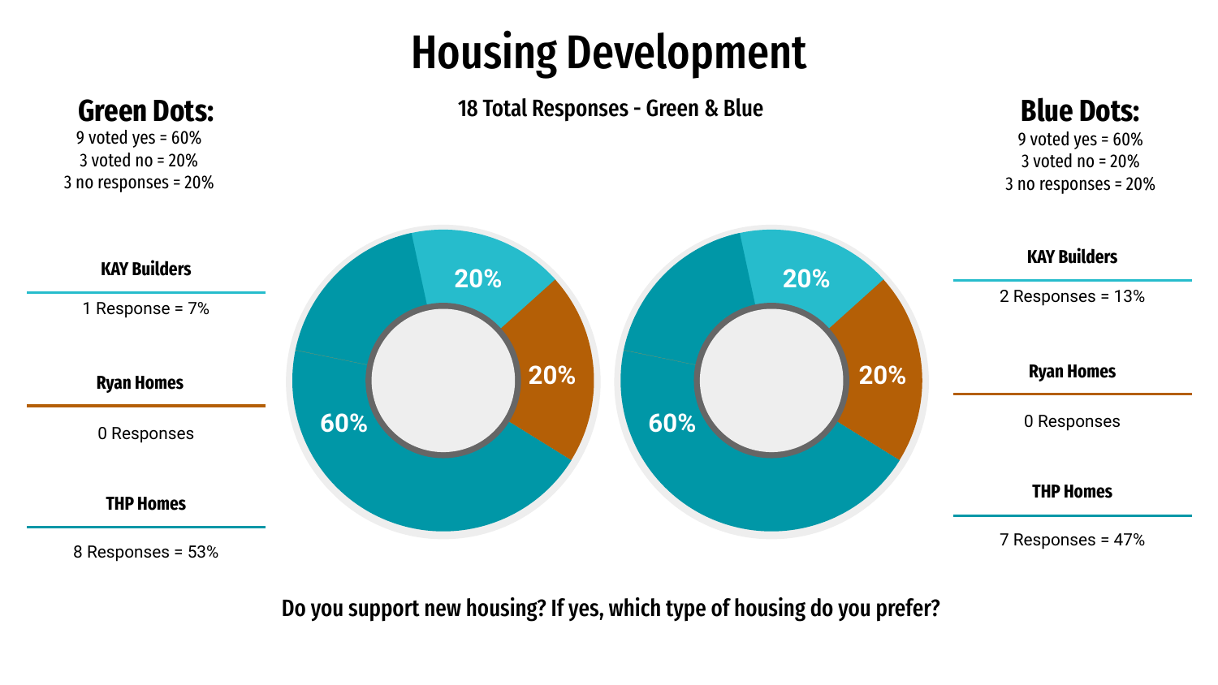# Housing Development

**18 Total Responses - Green & Blue**

## Green Dots:

9 voted yes = 60%
3 voted no = 20%
3 no responses = 20%

**KAY Builders**

1 Response = 7%

**Ryan Homes**

0 Responses

**THP Homes**

8 Responses = 53%

20%

20%

60%

20%

20%

60%

## Blue Dots:

9 voted yes = 60%
3 voted no = 20%
3 no responses = 20%

**KAY Builders**

2 Responses = 13%

**Ryan Homes**

0 Responses

**THP Homes**

7 Responses = 47%

**Do you support new housing? If yes, which type of housing do you prefer?**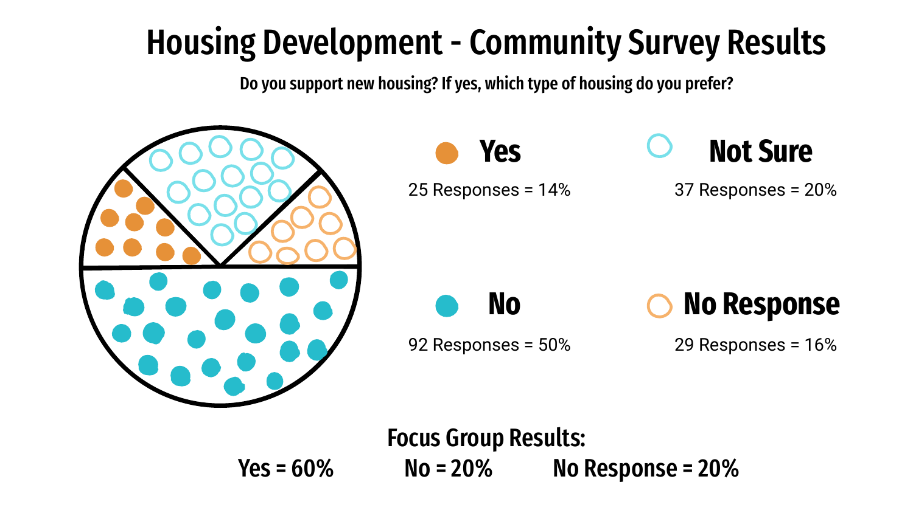# Housing Development - Community Survey Results

**Do you support new housing? If yes, which type of housing do you prefer?**

**Yes**

25 Responses = 14%

**Not Sure**

37 Responses = 20%

**No**

92 Responses = 50%

**No Response**

29 Responses = 16%

**Focus Group Results:**

**Yes = 60%** **No = 20%** **No Response = 20%**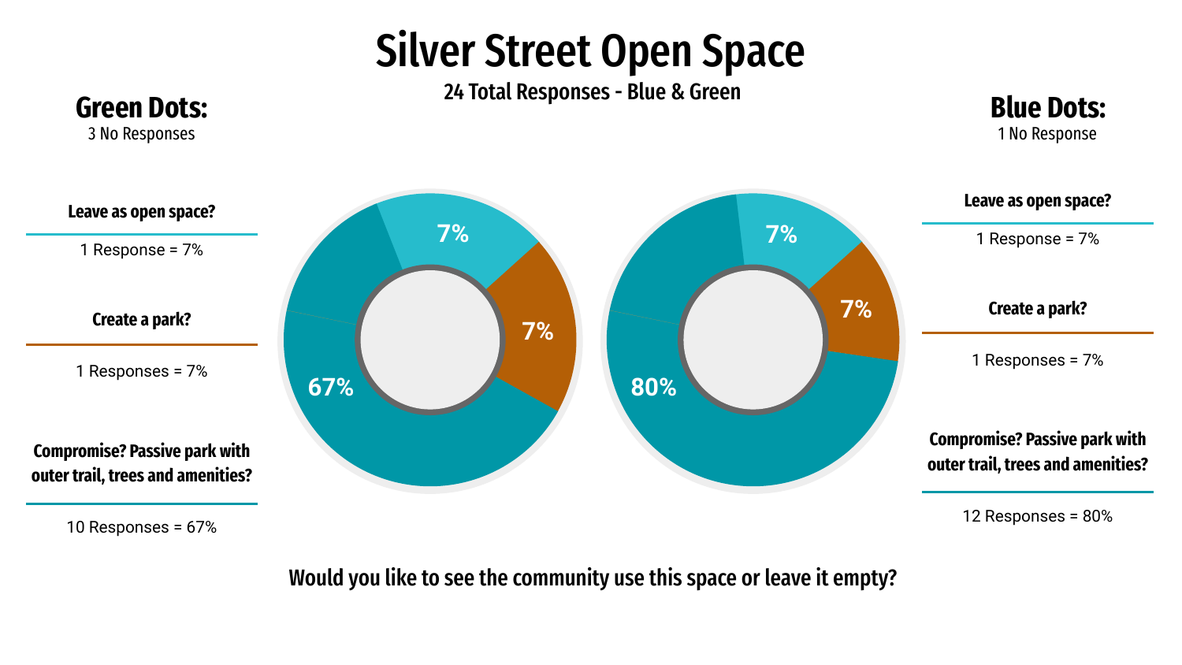# Silver Street Open Space

24 Total Responses - Blue & Green

## Green Dots:

3 No Responses

**Leave as open space?**

1 Response = 7%

**Create a park?**

1 Responses = 7%

**Compromise? Passive park with outer trail, trees and amenities?**

10 Responses = 67%

## Blue Dots:

1 No Response

**Leave as open space?**

1 Response = 7%

**Create a park?**

1 Responses = 7%

**Compromise? Passive park with outer trail, trees and amenities?**

12 Responses = 80%

**Would you like to see the community use this space or leave it empty?**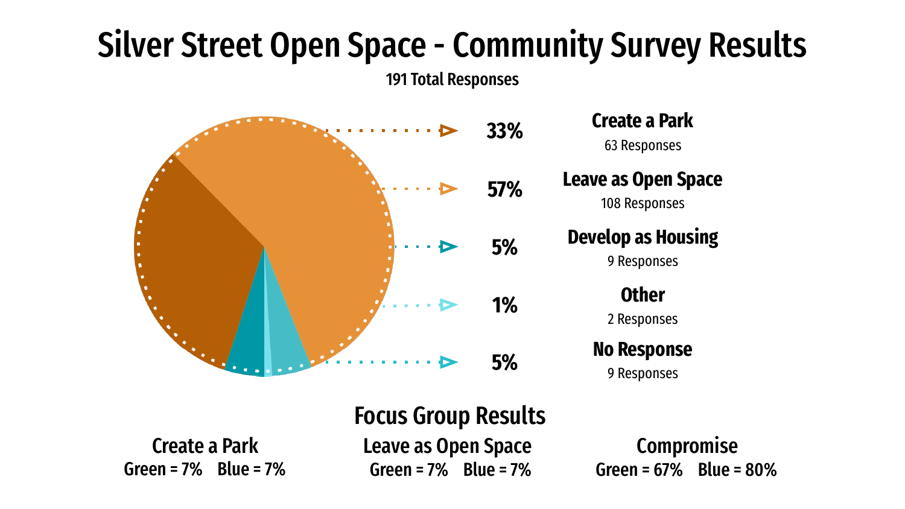# Silver Street Open Space - Community Survey Results

**191 Total Responses**

| Percentage | Option | Responses |
|---|---|---|
| 33% | **Create a Park** | 63 Responses |
| 57% | **Leave as Open Space** | 108 Responses |
| 5% | **Develop as Housing** | 9 Responses |
| 1% | **Other** | 2 Responses |
| 5% | **No Response** | 9 Responses |

## Focus Group Results

| Create a Park | Leave as Open Space | Compromise |
|---|---|---|
| Green = 7%  Blue = 7% | Green = 7%  Blue = 7% | Green = 67%  Blue = 80% |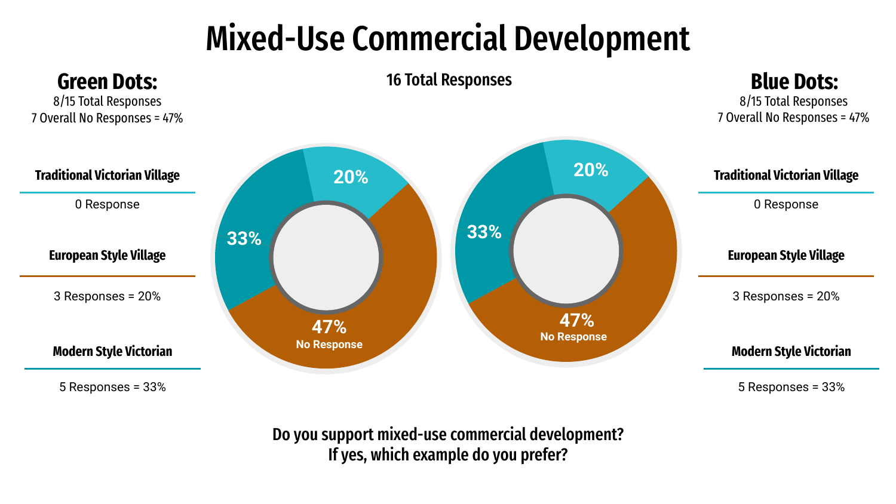# Mixed-Use Commercial Development

**16 Total Responses**

## Green Dots:

8/15 Total Responses
7 Overall No Responses = 47%

**Traditional Victorian Village**

0 Response

**European Style Village**

3 Responses = 20%

**Modern Style Victorian**

5 Responses = 33%

20%

33%

47%
No Response

20%

33%

47%
No Response

## Blue Dots:

8/15 Total Responses
7 Overall No Responses = 47%

**Traditional Victorian Village**

0 Response

**European Style Village**

3 Responses = 20%

**Modern Style Victorian**

5 Responses = 33%

**Do you support mixed-use commercial development?**
**If yes, which example do you prefer?**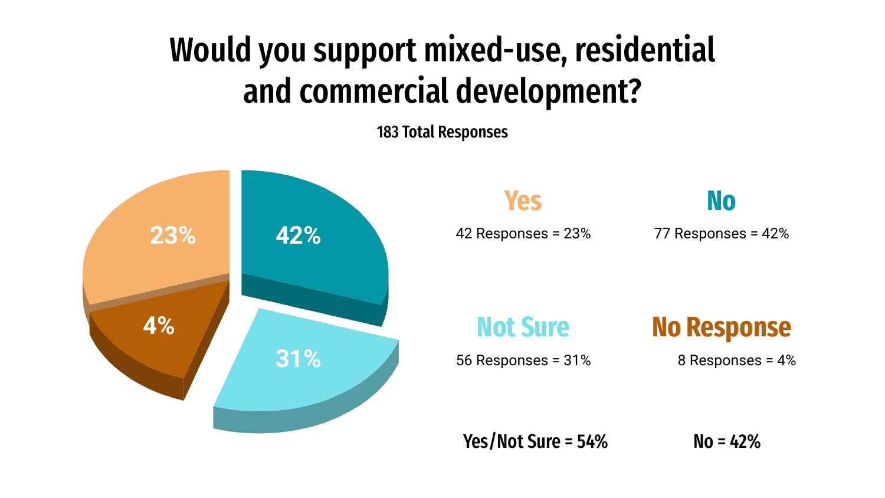# Would you support mixed-use, residential and commercial development?

183 Total Responses

23%

42%

4%

31%

**Yes**

42 Responses = 23%

**No**

77 Responses = 42%

**Not Sure**

56 Responses = 31%

**No Response**

8 Responses = 4%

**Yes/Not Sure = 54%**

**No = 42%**